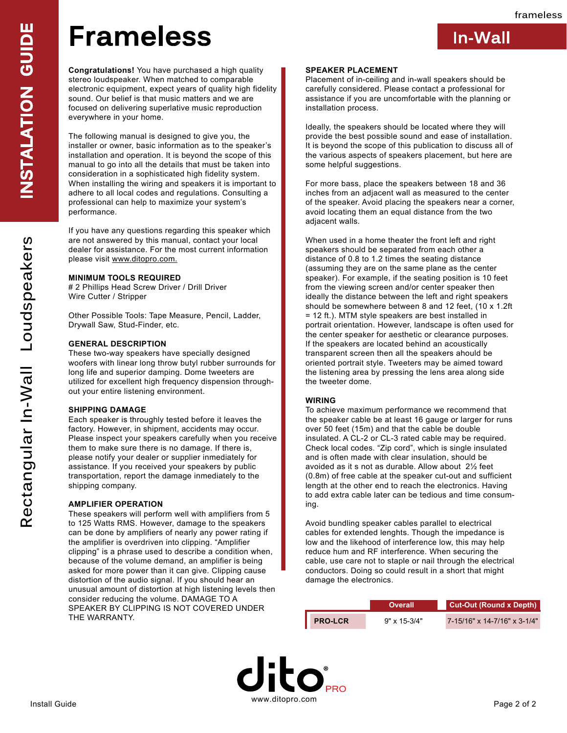# Frameless

## In-Wall

**INSTALATION GUIDE**

Rectangular In-Wall Loudspeakers

**Congratulations!** You have purchased a high quality stereo loudspeaker. When matched to comparable electronic equipment, expect years of quality high fidelity sound. Our belief is that music matters and we are focused on delivering superlative music reproduction everywhere in your home.

The following manual is designed to give you, the installer or owner, basic information as to the speaker's installation and operation. It is beyond the scope of this manual to go into all the details that must be taken into consideration in a sophisticated high fidelity system. When installing the wiring and speakers it is important to adhere to all local codes and regulations. Consulting a professional can help to maximize your system's performance.

If you have any questions regarding this speaker which are not answered by this manual, contact your local dealer for assistance. For the most current information please visit www.ditopro.com.

### MINIMUM TOOLS REQUIRED

# 2 Phillips Head Screw Driver / Drill Driver
Wire Cutter / Stripper

Other Possible Tools: Tape Measure, Pencil, Ladder, Drywall Saw, Stud-Finder, etc.

### GENERAL DESCRIPTION

These two-way speakers have specially designed woofers with linear long throw butyl rubber surrounds for long life and superior damping. Dome tweeters are utilized for excellent high frequency dispension through-out your entire listening environment.

### SHIPPING DAMAGE

Each speaker is throughly tested before it leaves the factory. However, in shipment, accidents may occur. Please inspect your speakers carefully when you receive them to make sure there is no damage. If there is, please notify your dealer or supplier inmediately for assistance. If you received your speakers by public transportation, report the damage inmediately to the shipping company.

### AMPLIFIER OPERATION

These speakers will perform well with amplifiers from 5 to 125 Watts RMS. However, damage to the speakers can be done by amplifiers of nearly any power rating if the amplifier is overdriven into clipping. "Amplifier clipping" is a phrase used to describe a condition when, because of the volume demand, an amplifier is being asked for more power than it can give. Clipping cause distortion of the audio signal. If you should hear an unusual amount of distortion at high listening levels then consider reducing the volume. DAMAGE TO A SPEAKER BY CLIPPING IS NOT COVERED UNDER THE WARRANTY.

### SPEAKER PLACEMENT

Placement of in-ceiling and in-wall speakers should be carefully considered. Please contact a professional for assistance if you are uncomfortable with the planning or installation process.

Ideally, the speakers should be located where they will provide the best possible sound and ease of installation. It is beyond the scope of this publication to discuss all of the various aspects of speakers placement, but here are some helpful suggestions.

For more bass, place the speakers between 18 and 36 inches from an adjacent wall as measured to the center of the speaker. Avoid placing the speakers near a corner, avoid locating them an equal distance from the two adjacent walls.

When used in a home theater the front left and right speakers should be separated from each other a distance of 0.8 to 1.2 times the seating distance (assuming they are on the same plane as the center speaker). For example, if the seating position is 10 feet from the viewing screen and/or center speaker then ideally the distance between the left and right speakers should be somewhere between 8 and 12 feet, (10 x 1.2ft = 12 ft.). MTM style speakers are best installed in portrait orientation. However, landscape is often used for the center speaker for aesthetic or clearance purposes. If the speakers are located behind an acoustically transparent screen then all the speakers ahould be oriented portrait style. Tweeters may be aimed toward the listening area by pressing the lens area along side the tweeter dome.

### WIRING

To achieve maximum performance we recommend that the speaker cable be at least 16 gauge or larger for runs over 50 feet (15m) and that the cable be double insulated. A CL-2 or CL-3 rated cable may be required. Check local codes. "Zip cord", which is single insulated and is often made with clear insulation, should be avoided as it s not as durable. Allow about 2½ feet (0.8m) of free cable at the speaker cut-out and sufficient length at the other end to reach the electronics. Having to add extra cable later can be tedious and time consum-ing.

Avoid bundling speaker cables parallel to electrical cables for extended lenghts. Though the impedance is low and the likehood of interference low, this may help reduce hum and RF interference. When securing the cable, use care not to staple or nail through the electrical conductors. Doing so could result in a short that might damage the electronics.

| | Overall | Cut-Out (Round x Depth) |
|---|---|---|
| **PRO-LCR** | 9" x 15-3/4" | 7-15/16" x 14-7/16" x 3-1/4" |

dito® PRO
www.ditopro.com

Install Guide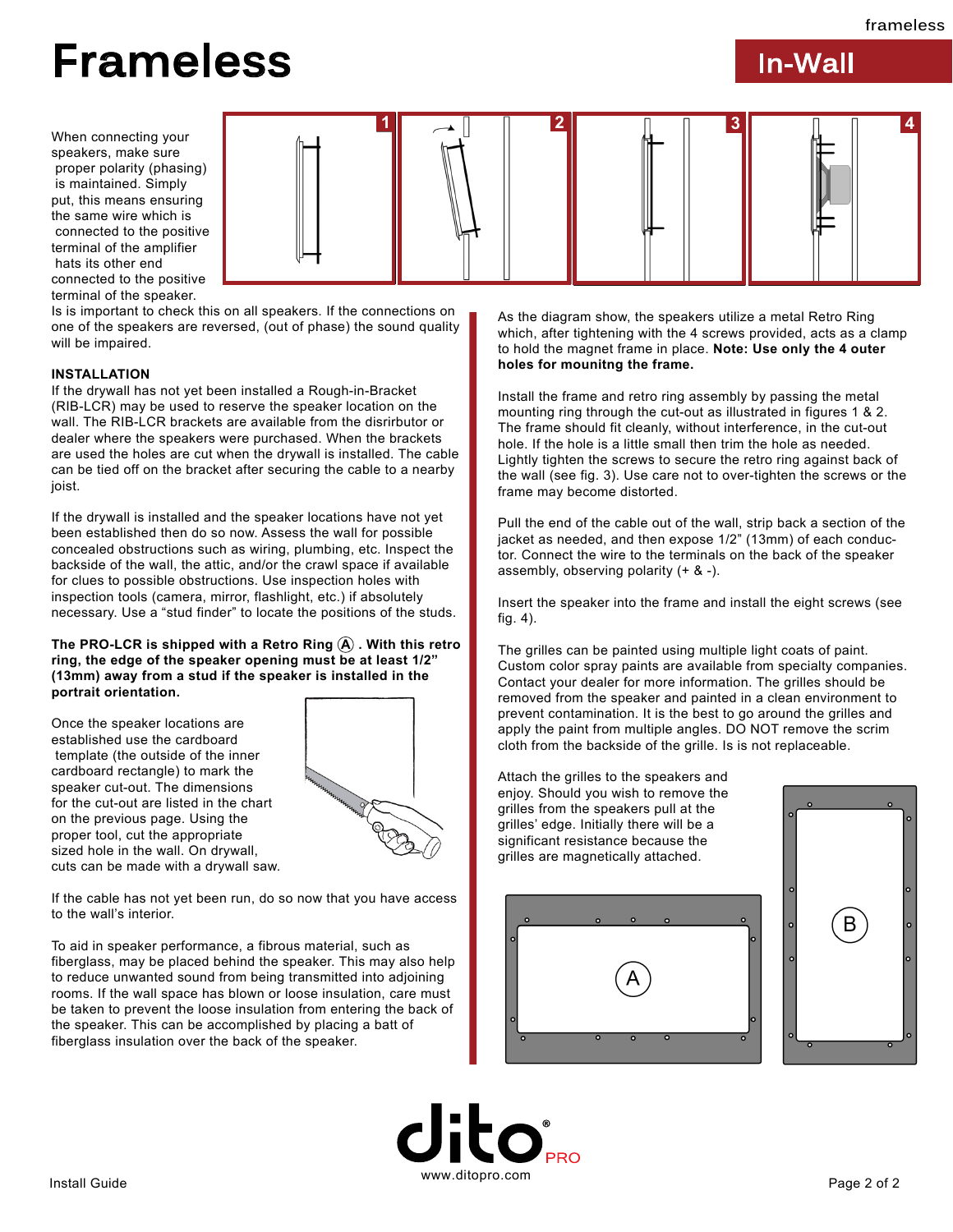# Frameless

## In-Wall

1

2

3

4

When connecting your speakers, make sure proper polarity (phasing) is maintained. Simply put, this means ensuring the same wire which is connected to the positive terminal of the amplifier hats its other end connected to the positive terminal of the speaker. Is is important to check this on all speakers. If the connections on one of the speakers are reversed, (out of phase) the sound quality will be impaired.

**INSTALLATION**

If the drywall has not yet been installed a Rough-in-Bracket (RIB-LCR) may be used to reserve the speaker location on the wall. The RIB-LCR brackets are available from the disrirbutor or dealer where the speakers were purchased. When the brackets are used the holes are cut when the drywall is installed. The cable can be tied off on the bracket after securing the cable to a nearby joist.

If the drywall is installed and the speaker locations have not yet been established then do so now. Assess the wall for possible concealed obstructions such as wiring, plumbing, etc. Inspect the backside of the wall, the attic, and/or the crawl space if available for clues to possible obstructions. Use inspection holes with inspection tools (camera, mirror, flashlight, etc.) if absolutely necessary. Use a “stud finder” to locate the positions of the studs.

**The PRO-LCR is shipped with a Retro Ring Ⓐ . With this retro ring, the edge of the speaker opening must be at least 1/2” (13mm) away from a stud if the speaker is installed in the portrait orientation.**

Once the speaker locations are established use the cardboard template (the outside of the inner cardboard rectangle) to mark the speaker cut-out. The dimensions for the cut-out are listed in the chart on the previous page. Using the proper tool, cut the appropriate sized hole in the wall. On drywall, cuts can be made with a drywall saw.

If the cable has not yet been run, do so now that you have access to the wall’s interior.

To aid in speaker performance, a fibrous material, such as fiberglass, may be placed behind the speaker. This may also help to reduce unwanted sound from being transmitted into adjoining rooms. If the wall space has blown or loose insulation, care must be taken to prevent the loose insulation from entering the back of the speaker. This can be accomplished by placing a batt of fiberglass insulation over the back of the speaker.

As the diagram show, the speakers utilize a metal Retro Ring which, after tightening with the 4 screws provided, acts as a clamp to hold the magnet frame in place. **Note: Use only the 4 outer holes for mounitng the frame.**

Install the frame and retro ring assembly by passing the metal mounting ring through the cut-out as illustrated in figures 1 & 2. The frame should fit cleanly, without interference, in the cut-out hole. If the hole is a little small then trim the hole as needed. Lightly tighten the screws to secure the retro ring against back of the wall (see fig. 3). Use care not to over-tighten the screws or the frame may become distorted.

Pull the end of the cable out of the wall, strip back a section of the jacket as needed, and then expose 1/2” (13mm) of each conductor. Connect the wire to the terminals on the back of the speaker assembly, observing polarity (+ & -).

Insert the speaker into the frame and install the eight screws (see fig. 4).

The grilles can be painted using multiple light coats of paint. Custom color spray paints are available from specialty companies. Contact your dealer for more information. The grilles should be removed from the speaker and painted in a clean environment to prevent contamination. It is the best to go around the grilles and apply the paint from multiple angles. DO NOT remove the scrim cloth from the backside of the grille. Is is not replaceable.

Attach the grilles to the speakers and enjoy. Should you wish to remove the grilles from the speakers pull at the grilles’ edge. Initially there will be a significant resistance because the grilles are magnetically attached.

A

B

dito PRO
www.ditopro.com

Install Guide